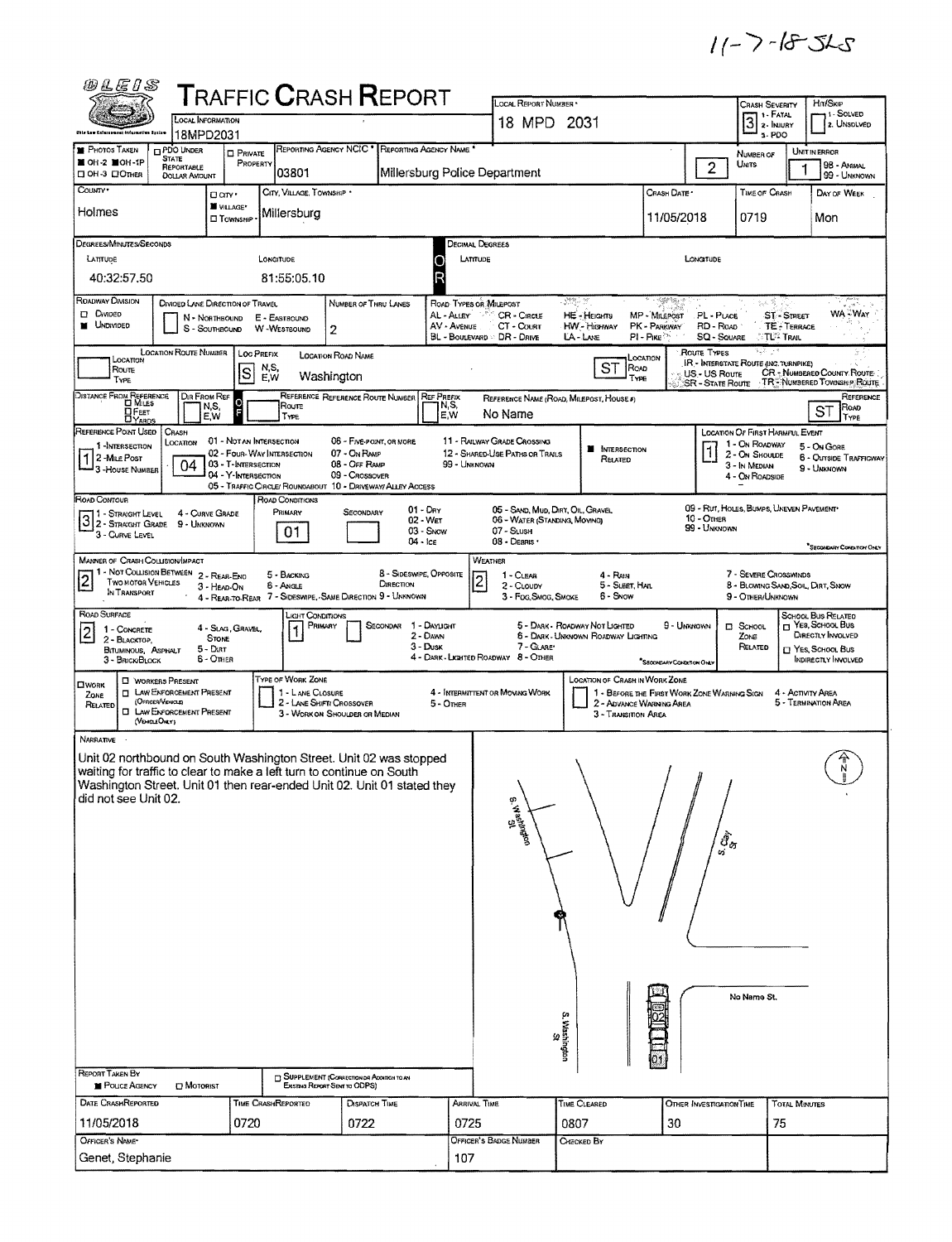11-7-18 SLS

# TRAFFIC CRASH REPORT

OLEIS — Ohio Law Enforcement Information System

| Field | Value |
|---|---|
| Local Information | 18MPD2031 |
| Local Report Number | 18 MPD 2031 |
| Crash Severity (1 - Fatal, 2 - Injury, 3 - PDO) | 3 |
| Hit/Skip (1 - Solved, 2 - Unsolved) | |
| Photos Taken | OH-2, OH-1P |
| PDO Under State Reportable Dollar Amount | |
| Private Property | |
| Reporting Agency NCIC | 03801 |
| Reporting Agency Name | Millersburg Police Department |
| Number of Units | 2 |
| Unit in Error (98 - Animal, 99 - Unknown) | 1 |
| County | Holmes |
| City, Village, Township | Village: Millersburg |
| Crash Date | 11/05/2018 |
| Time of Crash | 0719 |
| Day of Week | Mon |

**Degrees/Minutes/Seconds:** Latitude 40:32:57.50 — Longitude 81:55:05.10

**Decimal Degrees:** Latitude — Longitude

| Field | Value |
|---|---|
| Roadway Division | Undivided |
| Divided Lane Direction of Travel | |
| Number of Thru Lanes | 2 |
| Location Route Number | |
| Loc Prefix | S |
| Location Road Name | Washington |
| Location Road Type | ST |
| Distance From Reference | |
| Dir From Ref | |
| Reference Route | |
| Reference Name (Road, Milepost, House #) | No Name |
| Reference Road Type | ST |
| Reference Point Used | 1 - Intersection |
| Crash Location | 04 - Y-Intersection |
| Intersection Related | Yes |
| Location of First Harmful Event | 1 - On Roadway |
| Road Contour | 3 - Curve Level |
| Road Conditions Primary | 01 - Dry |
| Road Conditions Secondary | |
| Manner of Crash Collision/Impact | 2 - Rear-End |
| Weather | 2 - Cloudy |
| Road Surface | 2 - Blacktop, Bituminous, Asphalt |
| Light Conditions Primary | 1 - Daylight |
| Light Conditions Secondary | |
| School Zone Related | |
| Work Zone Related | |

**Route Types:** IR - Interstate Route (inc. Turnpike); US - US Route; SR - State Route; CR - Numbered County Route; TR - Numbered Township Route

**Narrative**

Unit 02 northbound on South Washington Street. Unit 02 was stopped waiting for traffic to clear to make a left turn to continue on South Washington Street. Unit 01 then rear-ended Unit 02. Unit 01 stated they did not see Unit 02.

Diagram labels: S. Washington St, S. Clay St, No Name St., N, 01, 02

| Field | Value |
|---|---|
| Report Taken By | Police Agency |
| Supplement | |
| Date Crash Reported | 11/05/2018 |
| Time Crash Reported | 0720 |
| Dispatch Time | 0722 |
| Arrival Time | 0725 |
| Time Cleared | 0807 |
| Other Investigation Time | 30 |
| Total Minutes | 75 |
| Officer's Name | Genet, Stephanie |
| Officer's Badge Number | 107 |
| Checked By | |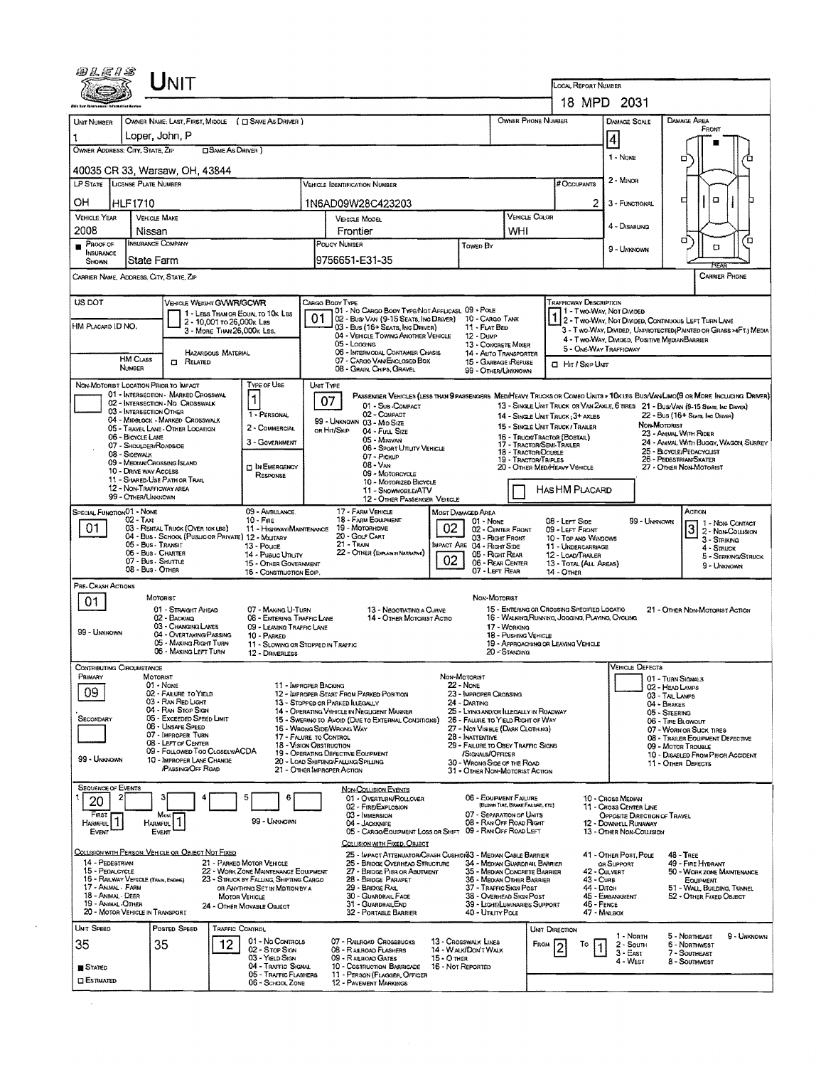# UNIT

**LOCAL REPORT NUMBER:** 18 MPD 2031

| UNIT NUMBER | OWNER NAME: LAST, FIRST, MIDDLE ( ☐ SAME AS DRIVER ) | OWNER PHONE NUMBER | DAMAGE SCALE | DAMAGE AREA |
|---|---|---|---|---|
| 1 | Loper, John, P | | 4 | FRONT |

**OWNER ADDRESS: CITY, STATE, ZIP** ( ☐ SAME AS DRIVER ): 40035 CR 33, Warsaw, OH, 43844

Damage Scale: 1 - NONE, 2 - MINOR, 3 - FUNCTIONAL, 4 - DISABLING, 9 - UNKNOWN

| LP STATE | LICENSE PLATE NUMBER | VEHICLE IDENTIFICATION NUMBER | # OCCUPANTS |
|---|---|---|---|
| OH | HLF1710 | 1N6AD09W28C423203 | 2 |

| VEHICLE YEAR | VEHICLE MAKE | VEHICLE MODEL | VEHICLE COLOR |
|---|---|---|---|
| 2008 | Nissan | Frontier | WHI |

| PROOF OF INSURANCE SHOWN | INSURANCE COMPANY | POLICY NUMBER | TOWED BY |
|---|---|---|---|
| ■ | State Farm | 9756651-E31-35 | |

**CARRIER NAME, ADDRESS, CITY, STATE, ZIP** | **CARRIER PHONE**

**US DOT**

**HM PLACARD ID NO.**

**HM CLASS NUMBER** ☐ RELATED HAZARDOUS MATERIAL

**VEHICLE WEIGHT GVWR/GCWR:** 1 - LESS THAN OR EQUAL TO 10K LBS; 2 - 10,001 TO 26,000K LBS; 3 - MORE THAN 26,000K LBS.

**CARGO BODY TYPE:** 01
01 - NO CARGO BODY TYPE/NOT APPLICABLE; 02 - BUS/VAN (9-15 SEATS, INC DRIVER); 03 - BUS (16+ SEATS, INC DRIVER); 04 - VEHICLE TOWING ANOTHER VEHICLE; 05 - LOGGING; 06 - INTERMODAL CONTAINER CHASIS; 07 - CARGO VAN/ENCLOSED BOX; 08 - GRAIN, CHIPS, GRAVEL; 09 - POLE; 10 - CARGO TANK; 11 - FLAT BED; 12 - DUMP; 13 - CONCRETE MIXER; 14 - AUTO TRANSPORTER; 15 - GARBAGE/REFUSE; 99 - OTHER/UNKNOWN

**TRAFFICWAY DESCRIPTION:** 1
1 - TWO-WAY, NOT DIVIDED; 2 - TWO-WAY, NOT DIVIDED, CONTINUOUS LEFT TURN LANE; 3 - TWO-WAY, DIVIDED, UNPROTECTED (PAINTED OR GRASS >4FT.) MEDIA; 4 - TWO-WAY, DIVIDED, POSITIVE MEDIAN BARRIER; 5 - ONE-WAY TRAFFICWAY

☐ HIT / SKIP UNIT

**NON-MOTORIST LOCATION PRIOR TO IMPACT:**
01 - INTERSECTION - MARKED CROSSWAL; 02 - INTERSECTION - NO CROSSWALK; 03 - INTERSECTION OTHER; 04 - MIDBLOCK - MARKED CROSSWALK; 05 - TRAVEL LANE - OTHER LOCATION; 06 - BICYCLE LANE; 07 - SHOULDER/ROADSIDE; 08 - SIDEWALK; 09 - MEDIAN/CROSSING ISLAND; 10 - DRIVE WAY ACCESS; 11 - SHARED-USE PATH OR TRAIL; 12 - NON-TRAFFICWAY AREA; 99 - OTHER/UNKNOWN

**TYPE OF USE:** 1
1 - PERSONAL; 2 - COMMERCIAL; 3 - GOVERNMENT; ☐ IN EMERGENCY RESPONSE

**UNIT TYPE:** 07
PASSENGER VEHICLES (LESS THAN 9 PASSENGERS): 01 - SUB-COMPACT; 02 - COMPACT; 99 - UNKNOWN 03 - MID SIZE; OR HIT/SKIP 04 - FULL SIZE; 05 - MINIVAN; 06 - SPORT UTILITY VEHICLE; 07 - PICKUP; 08 - VAN; 09 - MOTORCYCLE; 10 - MOTORIZED BICYCLE; 11 - SNOWMOBILE/ATV; 12 - OTHER PASSENGER VEHICLE
MED/HEAVY TRUCKS OR COMBO UNITS > 10K LBS: 13 - SINGLE UNIT TRUCK OR VAN 2AXLE, 6 TIRES; 14 - SINGLE UNIT TRUCK; 3+ AXLES; 15 - SINGLE UNIT TRUCK / TRAILER; 16 - TRUCK/TRACTOR (BOBTAIL); 17 - TRACTOR/SEMI-TRAILER; 18 - TRACTOR/DOUBLE; 19 - TRACTOR/TRIPLES; 20 - OTHER MED/HEAVY VEHICLE
BUS/VAN/LIMO (9 OR MORE INCLUDING DRIVER): 21 - BUS/VAN (9-15 SEATS, INC DRIVER); 22 - BUS (16+ SEATS, INC DRIVER)
NON-MOTORIST: 23 - ANIMAL WITH RIDER; 24 - ANIMAL WITH BUGGY, WAGON, SURREY; 25 - BICYCLE/PEDACYCLIST; 26 - PEDESTRIAN/SKATER; 27 - OTHER NON-MOTORIST

☐ HAS HM PLACARD

**SPECIAL FUNCTION:** 01
01 - NONE; 02 - TAXI; 03 - RENTAL TRUCK (OVER 10K LBS); 04 - BUS - SCHOOL (PUBLIC OR PRIVATE); 05 - BUS - TRANSIT; 06 - BUS - CHARTER; 07 - BUS - SHUTTLE; 08 - BUS - OTHER; 09 - AMBULANCE; 10 - FIRE; 11 - HIGHWAY/MAINTENANCE; 12 - MILITARY; 13 - POLICE; 14 - PUBLIC UTILITY; 15 - OTHER GOVERNMENT; 16 - CONSTRUCTION EQIP.; 17 - FARM VEHICLE; 18 - FARM EQUIPMENT; 19 - MOTORHOME; 20 - GOLF CART; 21 - TRAIN; 22 - OTHER (EXPLAIN IN NARRATIVE)

**MOST DAMAGED AREA:** 02
**IMPACT ARE:** 02
01 - NONE; 02 - CENTER FRONT; 03 - RIGHT FRONT; 04 - RIGHT SIDE; 05 - RIGHT REAR; 06 - REAR CENTER; 07 - LEFT REAR; 08 - LEFT SIDE; 09 - LEFT FRONT; 10 - TOP AND WINDOWS; 11 - UNDERCARRIAGE; 12 - LOAD/TRAILER; 13 - TOTAL (ALL AREAS); 14 - OTHER; 99 - UNKNOWN

**ACTION:** 3
1 - NON-CONTACT; 2 - NON-COLLISION; 3 - STRIKING; 4 - STRUCK; 5 - STRIKING/STRUCK; 9 - UNKNOWN

**PRE-CRASH ACTIONS:** 01
MOTORIST: 01 - STRAIGHT AHEAD; 02 - BACKING; 03 - CHANGING LANES; 04 - OVERTAKING/PASSING; 05 - MAKING RIGHT TURN; 06 - MAKING LEFT TURN; 07 - MAKING U-TURN; 08 - ENTERING TRAFFIC LANE; 09 - LEAVING TRAFFIC LANE; 10 - PARKED; 11 - SLOWING OR STOPPED IN TRAFFIC; 12 - DRIVERLESS; 13 - NEGOTIATING A CURVE; 14 - OTHER MOTORIST ACTIO
NON-MOTORIST: 15 - ENTERING OR CROSSING SPECIFIED LOCATIO; 16 - WALKING, RUNNING, JOGGING, PLAYING, CYCLING; 17 - WORKING; 18 - PUSHING VEHICLE; 19 - APPROACHING OR LEAVING VEHICLE; 20 - STANDING; 21 - OTHER NON-MOTORIST ACTION
99 - UNKNOWN

**CONTRIBUTING CIRCUMSTANCE**
PRIMARY: 09
SECONDARY:
MOTORIST: 01 - NONE; 02 - FAILURE TO YIELD; 03 - RAN RED LIGHT; 04 - RAN STOP SIGN; 05 - EXCEEDED SPEED LIMIT; 06 - UNSAFE SPEED; 07 - IMPROPER TURN; 08 - LEFT OF CENTER; 09 - FOLLOWED TOO CLOSELY/ACDA; 10 - IMPROPER LANE CHANGE /PASSING/OFF ROAD; 11 - IMPROPER BACKING; 12 - IMPROPER START FROM PARKED POSITION; 13 - STOPPED OR PARKED ILLEGALLY; 14 - OPERATING VEHICLE IN NEGLIGENT MANNER; 15 - SWERING TO AVOID (DUE TO EXTERNAL CONDITIONS); 16 - WRONG SIDE/WRONG WAY; 17 - FAILURE TO CONTROL; 18 - VISION OBSTRUCTION; 19 - OPERATING DEFECTIVE EQUIPMENT; 20 - LOAD SHIFTING/FALLING/SPILLING; 21 - OTHER IMPROPER ACTION
NON-MOTORIST: 22 - NONE; 23 - IMPROPER CROSSING; 24 - DARTING; 25 - LYING AND/OR ILLEGALLY IN ROADWAY; 26 - FALURE TO YIELD RIGHT OF WAY; 27 - NOT VISIBLE (DARK CLOTHING); 28 - INATTENTIVE; 29 - FAILURE TO OBEY TRAFFIC SIGNS /SIGNALS/OFFICER; 30 - WRONG SIDE OF THE ROAD; 31 - OTHER NON-MOTORIST ACTION
99 - UNKNOWN

**VEHICLE DEFECTS:** 01 - TURN SIGNALS; 02 - HEAD LAMPS; 03 - TAIL LAMPS; 04 - BRAKES; 05 - STEERING; 06 - TIRE BLOWOUT; 07 - WORN OR SLICK TIRES; 08 - TRAILER EQUIPMENT DEFECTIVE; 09 - MOTOR TROUBLE; 10 - DISABLED FROM PRIOR ACCIDENT; 11 - OTHER DEFECTS

**SEQUENCE OF EVENTS:** 1: 20; 2: ; 3: ; 4: ; 5: ; 6:
FIRST HARMFUL EVENT: 1; MOST HARMFUL EVENT: 1
99 - UNKNOWN

NON-COLLISION EVENTS: 01 - OVERTURN/ROLLOVER; 02 - FIRE/EXPLOSION; 03 - IMMERSION; 04 - JACKKNIFE; 05 - CARGO/EQUIPMENT LOSS OR SHIFT; 06 - EQUIPMENT FAILURE (BLOWN TIRE, BRAKE FAILURE, ETC); 07 - SEPARATION OF UNITS; 08 - RAN OFF ROAD RIGHT; 09 - RAN OFF ROAD LEFT; 10 - CROSS MEDIAN; 11 - CROSS CENTER LINE OPPOSITE DIRECTION OF TRAVEL; 12 - DOWNHILL RUNAWAY; 13 - OTHER NON-COLLISION

COLLISION WITH PERSON, VEHICLE OR OBJECT NOT FIXED: 14 - PEDESTRIAN; 15 - PEDALCYCLE; 16 - RAILWAY VEHICLE (TRAIN, ENGINE); 17 - ANIMAL - FARM; 18 - ANIMAL - DEER; 19 - ANIMAL - OTHER; 20 - MOTOR VEHICLE IN TRANSPORT; 21 - PARKED MOTOR VEHICLE; 22 - WORK ZONE MAINTENANCE EQUIPMENT; 23 - STRUCK BY FALLING, SHIFTING CARGO OR ANYTHING SET IN MOTION BY A MOTOR VEHICLE; 24 - OTHER MOVABLE OBJECT

COLLISION WITH FIXED, OBJECT: 25 - IMPACT ATTENUATOR/CRASH CUSHION; 26 - BRIDGE OVERHEAD STRUCTURE; 27 - BRIDGE PIER OR ABUTMENT; 28 - BRIDGE PARAPET; 29 - BRIDGE RAIL; 30 - GUARDRAIL FACE; 31 - GUARDRAIL END; 32 - PORTABLE BARRIER; 33 - MEDIAN CABLE BARRIER; 34 - MEDIAN GUARDRAIL BARRIER; 35 - MEDIAN CONCRETE BARRIER; 36 - MEDIAN OTHER BARRIER; 37 - TRAFFIC SIGN POST; 38 - OVERHEAD SIGN POST; 39 - LIGHT/LUMINARIES SUPPORT; 40 - UTILITY POLE; 41 - OTHER POST, POLE OR SUPPORT; 42 - CULVERT; 43 - CURB; 44 - DITCH; 45 - EMBANKMENT; 46 - FENCE; 47 - MAILBOX; 48 - TREE; 49 - FIRE HYDRANT; 50 - WORK ZONE MAINTENANCE EQUIPMENT; 51 - WALL, BUILDING, TUNNEL; 52 - OTHER FIXED OBJECT

| UNIT SPEED | POSTED SPEED | TRAFFIC CONTROL | UNIT DIRECTION |
|---|---|---|---|
| 35 | 35 | 12 | FROM 2 TO 1 |

■ STATED ☐ ESTIMATED

TRAFFIC CONTROL: 01 - NO CONTROLS; 02 - STOP SIGN; 03 - YIELD SIGN; 04 - TRAFFIC SIGNAL; 05 - TRAFFIC FLASHERS; 06 - SCHOOL ZONE; 07 - RAILROAD CROSSBUCKS; 08 - RAILROAD FLASHERS; 09 - RAILROAD GATES; 10 - COSTRUCTION BARRICADE; 11 - PERSON (FLAGGER, OFFICER); 12 - PAVEMENT MARKINGS; 13 - CROSSWALK LINES; 14 - WALK/DON'T WALK; 15 - OTHER; 16 - NOT REPORTED

UNIT DIRECTION: 1 - NORTH; 2 - SOUTH; 3 - EAST; 4 - WEST; 5 - NORTHEAST; 6 - NORTHWEST; 7 - SOUTHEAST; 8 - SOUTHWEST; 9 - UNKNOWN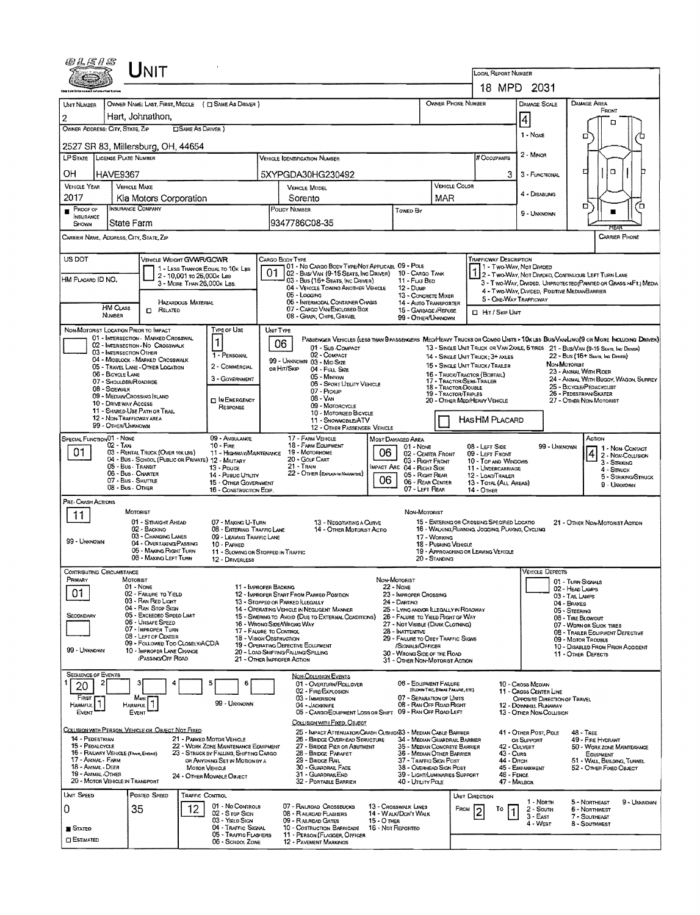# UNIT

**Local Report Number:** 18 MPD 2031

| Unit Number | Owner Name: Last, First, Middle (☐ Same as Driver) | Owner Phone Number | Damage Scale | Damage Area |
|---|---|---|---|---|
| 2 | Hart, Johnathon, | | 4 | Front / Rear |

Damage Scale: 1 - None, 2 - Minor, 3 - Functional, 4 - Disabling, 9 - Unknown

| Owner Address: City, State, Zip (☐ Same as Driver) |
|---|
| 2527 SR 83, Millersburg, OH, 44654 |

| LP State | License Plate Number | Vehicle Identification Number | # Occupants |
|---|---|---|---|
| OH | HAVE9367 | 5XYPGDA30HG230492 | 3 |

| Vehicle Year | Vehicle Make | Vehicle Model | Vehicle Color |
|---|---|---|---|
| 2017 | Kia Motors Corporation | Sorento | MAR |

| ■ Proof of Insurance Shown | Insurance Company | Policy Number | Towed By |
|---|---|---|---|
| | State Farm | 9347786C08-35 | |

Carrier Name, Address, City, State, Zip — Carrier Phone

US DOT — Vehicle Weight GVWR/GCWR: 1 - Less Than or Equal to 10K Lbs; 2 - 10,001 to 26,000K Lbs; 3 - More Than 26,000K Lbs.

HM Placard ID No. — HM Class Number — Hazardous Material ☐ Related

Cargo Body Type: **01** — 01 - No Cargo Body Type/Not Applicabl; 02 - Bus/Van (9-15 Seats, Inc Driver); 03 - Bus (16+ Seats, Inc Driver); 04 - Vehicle Towing Another Vehicle; 05 - Logging; 06 - Intermodal Container Chasis; 07 - Cargo Van/Enclosed Box; 08 - Grain, Chips, Gravel; 09 - Pole; 10 - Cargo Tank; 11 - Flat Bed; 12 - Dump; 13 - Concrete Mixer; 14 - Auto Transporter; 15 - Garbage/Refuse; 99 - Other/Unknown

Trafficway Description: **1** — 1 - Two-Way, Not Divided; 2 - Two-Way, Not Divided, Continuous Left Turn Lane; 3 - Two-Way, Divided, Unprotected(Painted or Grass >4Ft.) Media; 4 - Two-Way, Divided, Positive Median Barrier; 5 - One-Way Trafficway; ☐ Hit / Skip Unit

Non-Motorist Location Prior to Impact: 01 - Intersection - Marked Crosswal; 02 - Intersection - No Crosswalk; 03 - Intersection Other; 04 - Midblock - Marked Crosswalk; 05 - Travel Lane - Other Location; 06 - Bicycle Lane; 07 - Shoulder/Roadside; 08 - Sidewalk; 09 - Median/Crossing Island; 10 - Drive way Access; 11 - Shared-Use Path or Trail; 12 - Non-Trafficway Area; 99 - Other/Unknown

Type of Use: **1** — 1 - Personal; 2 - Commercial; 3 - Government; ☐ In Emergency Response

Unit Type: **06** — Passenger Vehicles (less than 9 passengers): 01 - Sub-Compact; 02 - Compact; 99 - Unknown 03 - Mid Size; or Hit/Skip 04 - Full Size; 05 - Minivan; 06 - Sport Utility Vehicle; 07 - Pickup; 08 - Van; 09 - Motorcycle; 10 - Motorized Bicycle; 11 - Snowmobile/ATV; 12 - Other Passenger Vehicle. Med/Heavy Trucks or Combo Units > 10k lbs Bus/Van/Limo (9 or more including driver): 13 - Single Unit Truck or Van 2axle, 6 tires; 14 - Single Unit Truck; 3+ axles; 15 - Single Unit Truck / Trailer; 16 - Truck/Tractor (Bobtail); 17 - Tractor/Semi-Trailer; 18 - Tractor/Double; 19 - Tractor/Triples; 20 - Other Med/Heavy Vehicle; 21 - Bus/Van (9-15 Seats, Inc Driver); 22 - Bus (16+ Seats, Inc Driver). Non-Motorist: 23 - Animal With Rider; 24 - Animal With Buggy, Wagon, Surrey; 25 - Bicycle/Pedacyclist; 26 - Pedestrian/Skater; 27 - Other Non-Motorist. ☐ Has HM Placard

Special Function: **01** — 01 - None; 02 - Taxi; 03 - Rental Truck (Over 10k lbs); 04 - Bus - School (Public or Private); 05 - Bus - Transit; 06 - Bus - Charter; 07 - Bus - Shuttle; 08 - Bus - Other; 09 - Ambulance; 10 - Fire; 11 - Highway/Maintenance; 12 - Military; 13 - Police; 14 - Public Utility; 15 - Other Government; 16 - Construction Eqip.; 17 - Farm Vehicle; 18 - Farm Equipment; 19 - Motorhome; 20 - Golf Cart; 21 - Train; 22 - Other (Explain in Narrative)

Most Damaged Area: **06**; Impact Area: **06** — 01 - None; 02 - Center Front; 03 - Right Front; 04 - Right Side; 05 - Right Rear; 06 - Rear Center; 07 - Left Rear; 08 - Left Side; 09 - Left Front; 10 - Top and Windows; 11 - Undercarriage; 12 - Load/Trailer; 13 - Total (All Areas); 14 - Other; 99 - Unknown

Action: **4** — 1 - Non-Contact; 2 - Non-Collision; 3 - Striking; 4 - Struck; 5 - Striking/Struck; 9 - Unknown

Pre-Crash Actions: **11** — Motorist: 01 - Straight Ahead; 02 - Backing; 03 - Changing Lanes; 04 - Overtaking/Passing; 05 - Making Right Turn; 06 - Making Left Turn; 07 - Making U-Turn; 08 - Entering Traffic Lane; 09 - Leaving Traffic Lane; 10 - Parked; 11 - Slowing or Stopped in Traffic; 12 - Driverless; 13 - Negotiating a Curve; 14 - Other Motorist Actio; 99 - Unknown. Non-Motorist: 15 - Entering or Crossing Specified Locatio; 16 - Walking, Running, Jogging, Playing, Cycling; 17 - Working; 18 - Pushing Vehicle; 19 - Approaching or Leaving Vehicle; 20 - Standing; 21 - Other Non-Motorist Action

Contributing Circumstance: Primary **01**; Secondary (blank) — Motorist: 01 - None; 02 - Failure to Yield; 03 - Ran Red Light; 04 - Ran Stop Sign; 05 - Exceeded Speed Limit; 06 - Unsafe Speed; 07 - Improper Turn; 08 - Left of Center; 09 - Followed Too Closely/ACDA; 10 - Improper Lane Change /Passing/Off Road; 11 - Improper Backing; 12 - Improper Start From Parked Position; 13 - Stopped or Parked Illegally; 14 - Operating Vehicle in Negligent Manner; 15 - Swering to Avoid (Due to External Conditions); 16 - Wrong Side/Wrong Way; 17 - Failure to Control; 18 - Vision Obstruction; 19 - Operating Defective Equipment; 20 - Load Shifting/Falling/Spilling; 21 - Other Improper Action; 99 - Unknown. Non-Motorist: 22 - None; 23 - Improper Crossing; 24 - Darting; 25 - Lying and/or Illegally in Roadway; 26 - Failure to Yield Right of Way; 27 - Not Visible (Dark Clothing); 28 - Inattentive; 29 - Failure to Obey Traffic Signs /Signals/Officer; 30 - Wrong Side of the Road; 31 - Other Non-Motorist Action

Vehicle Defects: 01 - Turn Signals; 02 - Head Lamps; 03 - Tail Lamps; 04 - Brakes; 05 - Steering; 06 - Tire Blowout; 07 - Worn or Slick Tires; 08 - Trailer Equipment Defective; 09 - Motor Trouble; 10 - Disabled From Prior Accident; 11 - Other Defects

Sequence of Events: 1 **20**, 2, 3, 4, 5, 6 — First Harmful Event **1**; Most Harmful Event **1**; 99 - Unknown

Non-Collision Events: 01 - Overturn/Rollover; 02 - Fire/Explosion; 03 - Immersion; 04 - Jackknife; 05 - Cargo/Equipment Loss or Shift; 06 - Equipment Failure (Blown Tire, Brake Failure, etc); 07 - Separation of Units; 08 - Ran Off Road Right; 09 - Ran Off Road Left; 10 - Cross Median; 11 - Cross Center Line Opposite Direction of Travel; 12 - Downhill Runaway; 13 - Other Non-Collision

Collision with Person, Vehicle or Object Not Fixed: 14 - Pedestrian; 15 - Pedalcycle; 16 - Railway Vehicle (Train, Engine); 17 - Animal - Farm; 18 - Animal - Deer; 19 - Animal - Other; 20 - Motor Vehicle in Transport; 21 - Parked Motor Vehicle; 22 - Work Zone Maintenance Equipment; 23 - Struck by Falling, Shifting Cargo or Anything Set in Motion by a Motor Vehicle; 24 - Other Movable Object

Collision with Fixed, Object: 25 - Impact Attenuator/Crash Cushion; 26 - Bridge Overhead Structure; 27 - Bridge Pier or Abutment; 28 - Bridge Parapet; 29 - Bridge Rail; 30 - Guardrail Face; 31 - Guardrail End; 32 - Portable Barrier; 33 - Median Cable Barrier; 34 - Median Guardrail Barrier; 35 - Median Concrete Barrier; 36 - Median Other Barrier; 37 - Traffic Sign Post; 38 - Overhead Sign Post; 39 - Light/Luminaries Support; 40 - Utility Pole; 41 - Other Post, Pole or Support; 42 - Culvert; 43 - Curb; 44 - Ditch; 45 - Embankment; 46 - Fence; 47 - Mailbox; 48 - Tree; 49 - Fire Hydrant; 50 - Work Zone Maintenance Equipment; 51 - Wall, Building, Tunnel; 52 - Other Fixed Object

| Unit Speed | Posted Speed | Traffic Control | Unit Direction |
|---|---|---|---|
| 0 | 35 | 12 | From 2 To 1 |

■ Stated ☐ Estimated

Traffic Control: 01 - No Controls; 02 - Stop Sign; 03 - Yield Sign; 04 - Traffic Signal; 05 - Traffic Flashers; 06 - School Zone; 07 - Railroad Crossbucks; 08 - Railroad Flashers; 09 - Railroad Gates; 10 - Costruction Barricade; 11 - Person (Flagger, Officer); 12 - Pavement Markings; 13 - Crosswalk Lines; 14 - Walk/Don't Walk; 15 - Other; 16 - Not Reported

Unit Direction: 1 - North; 2 - South; 3 - East; 4 - West; 5 - Northeast; 6 - Northwest; 7 - Southeast; 8 - Southwest; 9 - Unknown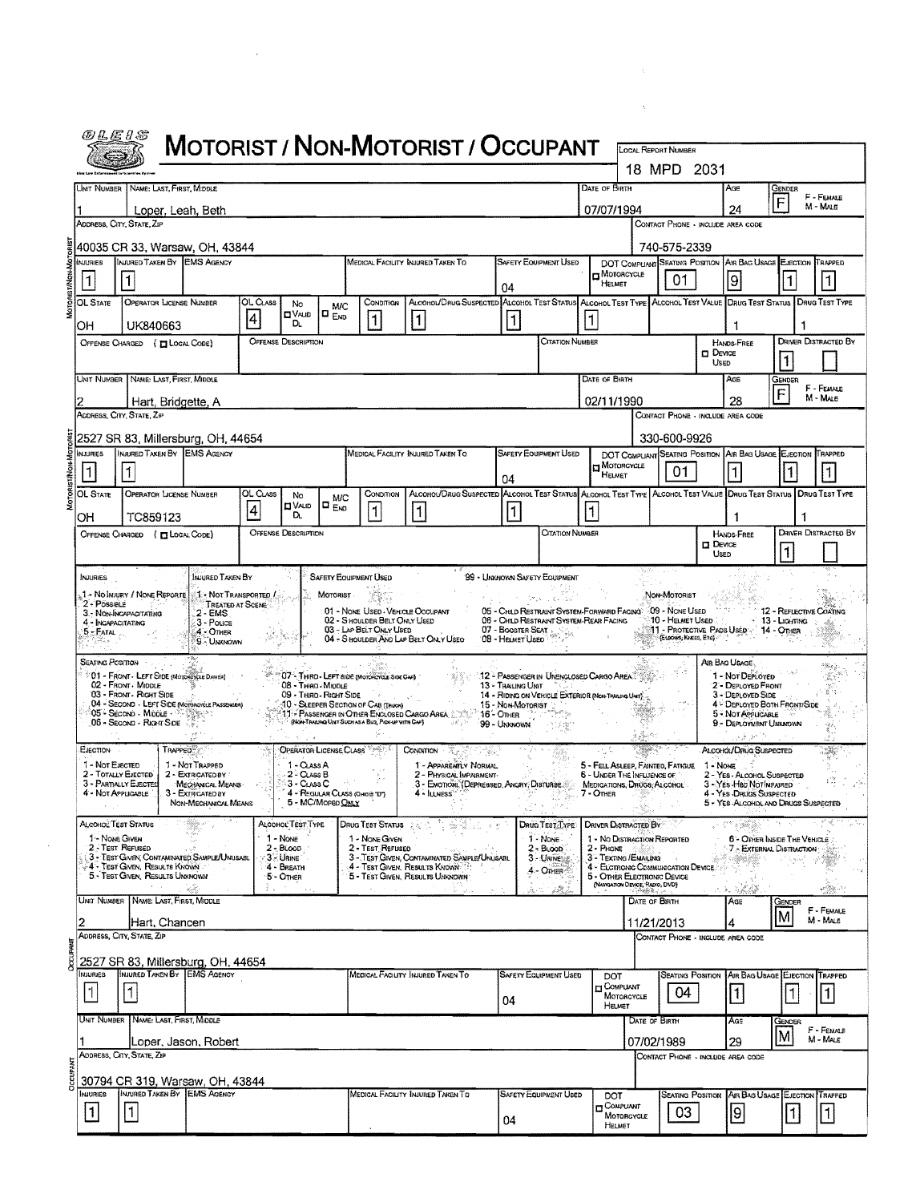# MOTORIST / NON-MOTORIST / OCCUPANT

OLEIS — Ohio Law Enforcement Information System

**LOCAL REPORT NUMBER:** 18 MPD 2031

## MOTORIST/NON-MOTORIST

| UNIT NUMBER | NAME: LAST, FIRST, MIDDLE | DATE OF BIRTH | AGE | GENDER (F - FEMALE, M - MALE) |
|---|---|---|---|---|
| 1 | Loper, Leah, Beth | 07/07/1994 | 24 | F |

| ADDRESS, CITY, STATE, ZIP | CONTACT PHONE - INCLUDE AREA CODE |
|---|---|
| 40035 CR 33, Warsaw, OH, 43844 | 740-575-2339 |

| INJURIES | INJURED TAKEN BY | EMS AGENCY | MEDICAL FACILITY INJURED TAKEN TO | SAFETY EQUIPMENT USED | DOT COMPLIANT MOTORCYCLE HELMET | SEATING POSITION | AIR BAG USAGE | EJECTION | TRAPPED |
|---|---|---|---|---|---|---|---|---|---|
| 1 | 1 | | | 04 | | 01 | 9 | 1 | 1 |

| OL STATE | OPERATOR LICENSE NUMBER | OL CLASS | NO VALID DL | M/C END | CONDITION | ALCOHOL/DRUG SUSPECTED | ALCOHOL TEST STATUS | ALCOHOL TEST TYPE | ALCOHOL TEST VALUE | DRUG TEST STATUS | DRUG TEST TYPE |
|---|---|---|---|---|---|---|---|---|---|---|---|
| OH | UK840663 | 4 | | | 1 | 1 | 1 | 1 | | 1 | 1 |

| OFFENSE CHARGED (LOCAL CODE) | OFFENSE DESCRIPTION | CITATION NUMBER | HANDS-FREE DEVICE USED | DRIVER DISTRACTED BY |
|---|---|---|---|---|
| | | | | 1 |

| UNIT NUMBER | NAME: LAST, FIRST, MIDDLE | DATE OF BIRTH | AGE | GENDER (F - FEMALE, M - MALE) |
|---|---|---|---|---|
| 2 | Hart, Bridgette, A | 02/11/1990 | 28 | F |

| ADDRESS, CITY, STATE, ZIP | CONTACT PHONE - INCLUDE AREA CODE |
|---|---|
| 2527 SR 83, Millersburg, OH, 44654 | 330-600-9926 |

| INJURIES | INJURED TAKEN BY | EMS AGENCY | MEDICAL FACILITY INJURED TAKEN TO | SAFETY EQUIPMENT USED | DOT COMPLIANT MOTORCYCLE HELMET | SEATING POSITION | AIR BAG USAGE | EJECTION | TRAPPED |
|---|---|---|---|---|---|---|---|---|---|
| 1 | 1 | | | 04 | | 01 | 1 | 1 | 1 |

| OL STATE | OPERATOR LICENSE NUMBER | OL CLASS | NO VALID DL | M/C END | CONDITION | ALCOHOL/DRUG SUSPECTED | ALCOHOL TEST STATUS | ALCOHOL TEST TYPE | ALCOHOL TEST VALUE | DRUG TEST STATUS | DRUG TEST TYPE |
|---|---|---|---|---|---|---|---|---|---|---|---|
| OH | TC859123 | 4 | | | 1 | 1 | 1 | 1 | | 1 | 1 |

| OFFENSE CHARGED (LOCAL CODE) | OFFENSE DESCRIPTION | CITATION NUMBER | HANDS-FREE DEVICE USED | DRIVER DISTRACTED BY |
|---|---|---|---|---|
| | | | | 1 |

## CODES

**INJURIES:** 1 - No Injury / None Reported; 2 - Possible; 3 - Non-Incapacitating; 4 - Incapacitating; 5 - Fatal

**INJURED TAKEN BY:** 1 - Not Transported / Treated at Scene; 2 - EMS; 3 - Police; 4 - Other; 9 - Unknown

**SAFETY EQUIPMENT USED:** 99 - Unknown Safety Equipment
- Motorist: 01 - None Used - Vehicle Occupant; 02 - Shoulder Belt Only Used; 03 - Lap Belt Only Used; 04 - Shoulder and Lap Belt Only Used; 05 - Child Restraint System-Forward Facing; 06 - Child Restraint System-Rear Facing; 07 - Booster Seat; 08 - Helmet Used
- Non-Motorist: 09 - None Used; 10 - Helmet Used; 11 - Protective Pads Used (Elbows, Knees, Etc); 12 - Reflective Coating; 13 - Lighting; 14 - Other

**SEATING POSITION:** 01 - Front - Left Side (Motorcycle Driver); 02 - Front - Middle; 03 - Front - Right Side; 04 - Second - Left Side (Motorcycle Passenger); 05 - Second - Middle; 06 - Second - Right Side; 07 - Third - Left Side (Motorcycle Side Car); 08 - Third - Middle; 09 - Third - Right Side; 10 - Sleeper Section of Cab (Truck); 11 - Passenger in Other Enclosed Cargo Area (Non-Trailing Unit Such as a Bus, Pick-up with Cap); 12 - Passenger in Unenclosed Cargo Area; 13 - Trailing Unit; 14 - Riding on Vehicle Exterior (Non-Trailing Unit); 15 - Non-Motorist; 16 - Other; 99 - Unknown

**AIR BAG USAGE:** 1 - Not Deployed; 2 - Deployed Front; 3 - Deployed Side; 4 - Deployed Both Front/Side; 5 - Not Applicable; 9 - Deployment Unknown

**EJECTION:** 1 - Not Ejected; 2 - Totally Ejected; 3 - Partially Ejected; 4 - Not Applicable

**TRAPPED:** 1 - Not Trapped; 2 - Extricated by Mechanical Means; 3 - Extricated by Non-Mechanical Means

**OPERATOR LICENSE CLASS:** 1 - Class A; 2 - Class B; 3 - Class C; 4 - Regular Class (Ohio is "D"); 5 - M/C Moped Only

**CONDITION:** 1 - Apparently Normal; 2 - Physical Impairment; 3 - Emotional (Depressed, Angry, Disturbed); 4 - Illness; 5 - Fell Asleep, Fainted, Fatigue; 6 - Under the Influence of Medications, Drugs, Alcohol; 7 - Other

**ALCOHOL/DRUG SUSPECTED:** 1 - None; 2 - Yes - Alcohol Suspected; 3 - Yes - HBD Not Impaired; 4 - Yes - Drugs Suspected; 5 - Yes - Alcohol and Drugs Suspected

**ALCOHOL TEST STATUS:** 1 - None Given; 2 - Test Refused; 3 - Test Given, Contaminated Sample/Unusable; 4 - Test Given, Results Known; 5 - Test Given, Results Unknown

**ALCOHOL TEST TYPE:** 1 - None; 2 - Blood; 3 - Urine; 4 - Breath; 5 - Other

**DRUG TEST STATUS:** 1 - None Given; 2 - Test Refused; 3 - Test Given, Contaminated Sample/Unusable; 4 - Test Given, Results Known; 5 - Test Given, Results Unknown

**DRUG TEST TYPE:** 1 - None; 2 - Blood; 3 - Urine; 4 - Other

**DRIVER DISTRACTED BY:** 1 - No Distraction Reported; 2 - Phone; 3 - Texting / Emailing; 4 - Electronic Communication Device; 5 - Other Electronic Device (Navigation Device, Radio, DVD); 6 - Other Inside the Vehicle; 7 - External Distraction

## OCCUPANT

| UNIT NUMBER | NAME: LAST, FIRST, MIDDLE | DATE OF BIRTH | AGE | GENDER (F - FEMALE, M - MALE) |
|---|---|---|---|---|
| 2 | Hart, Chancen | 11/21/2013 | 4 | M |

| ADDRESS, CITY, STATE, ZIP | CONTACT PHONE - INCLUDE AREA CODE |
|---|---|
| 2527 SR 83, Millersburg, OH, 44654 | |

| INJURIES | INJURED TAKEN BY | EMS AGENCY | MEDICAL FACILITY INJURED TAKEN TO | SAFETY EQUIPMENT USED | DOT COMPLIANT MOTORCYCLE HELMET | SEATING POSITION | AIR BAG USAGE | EJECTION | TRAPPED |
|---|---|---|---|---|---|---|---|---|---|
| 1 | 1 | | | 04 | | 04 | 1 | 1 | 1 |

## OCCUPANT

| UNIT NUMBER | NAME: LAST, FIRST, MIDDLE | DATE OF BIRTH | AGE | GENDER (F - FEMALE, M - MALE) |
|---|---|---|---|---|
| 1 | Loper, Jason, Robert | 07/02/1989 | 29 | M |

| ADDRESS, CITY, STATE, ZIP | CONTACT PHONE - INCLUDE AREA CODE |
|---|---|
| 30794 CR 319, Warsaw, OH, 43844 | |

| INJURIES | INJURED TAKEN BY | EMS AGENCY | MEDICAL FACILITY INJURED TAKEN TO | SAFETY EQUIPMENT USED | DOT COMPLIANT MOTORCYCLE HELMET | SEATING POSITION | AIR BAG USAGE | EJECTION | TRAPPED |
|---|---|---|---|---|---|---|---|---|---|
| 1 | 1 | | | 04 | | 03 | 9 | 1 | 1 |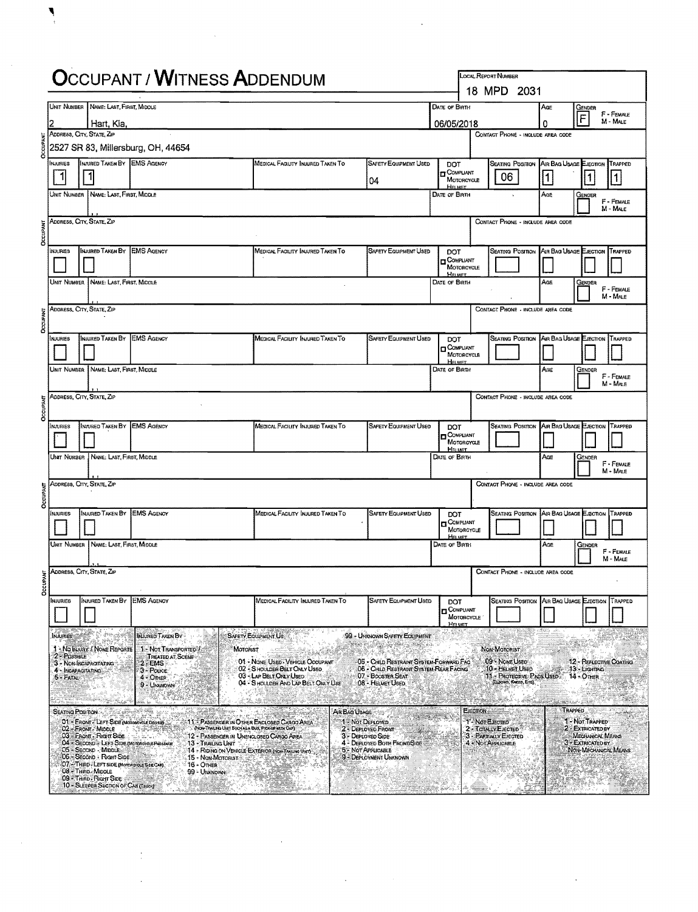# OCCUPANT / WITNESS ADDENDUM

LOCAL REPORT NUMBER: 18 MPD 2031

## OCCUPANT

| UNIT NUMBER | NAME: LAST, FIRST, MIDDLE | DATE OF BIRTH | AGE | GENDER (F - FEMALE, M - MALE) |
|---|---|---|---|---|
| 2 | Hart, Kia, | 06/05/2018 | 0 | F |

| ADDRESS, CITY, STATE, ZIP | CONTACT PHONE - INCLUDE AREA CODE |
|---|---|
| 2527 SR 83, Millersburg, OH, 44654 | |

| INJURIES | INJURED TAKEN BY | EMS AGENCY | MEDICAL FACILITY INJURED TAKEN TO | SAFETY EQUIPMENT USED | DOT COMPLIANT MOTORCYCLE HELMET | SEATING POSITION | AIR BAG USAGE | EJECTION | TRAPPED |
|---|---|---|---|---|---|---|---|---|---|
| 1 | 1 | | | 04 | | 06 | 1 | 1 | 1 |

## OCCUPANT

| UNIT NUMBER | NAME: LAST, FIRST, MIDDLE | DATE OF BIRTH | AGE | GENDER (F - FEMALE, M - MALE) |
|---|---|---|---|---|
| | | | | |

| ADDRESS, CITY, STATE, ZIP | CONTACT PHONE - INCLUDE AREA CODE |
|---|---|
| | |

| INJURIES | INJURED TAKEN BY | EMS AGENCY | MEDICAL FACILITY INJURED TAKEN TO | SAFETY EQUIPMENT USED | DOT COMPLIANT MOTORCYCLE HELMET | SEATING POSITION | AIR BAG USAGE | EJECTION | TRAPPED |
|---|---|---|---|---|---|---|---|---|---|
| | | | | | | | | | |

## OCCUPANT

| UNIT NUMBER | NAME: LAST, FIRST, MIDDLE | DATE OF BIRTH | AGE | GENDER (F - FEMALE, M - MALE) |
|---|---|---|---|---|
| | | | | |

| ADDRESS, CITY, STATE, ZIP | CONTACT PHONE - INCLUDE AREA CODE |
|---|---|
| | |

| INJURIES | INJURED TAKEN BY | EMS AGENCY | MEDICAL FACILITY INJURED TAKEN TO | SAFETY EQUIPMENT USED | DOT COMPLIANT MOTORCYCLE HELMET | SEATING POSITION | AIR BAG USAGE | EJECTION | TRAPPED |
|---|---|---|---|---|---|---|---|---|---|
| | | | | | | | | | |

## OCCUPANT

| UNIT NUMBER | NAME: LAST, FIRST, MIDDLE | DATE OF BIRTH | AGE | GENDER (F - FEMALE, M - MALE) |
|---|---|---|---|---|
| | | | | |

| ADDRESS, CITY, STATE, ZIP | CONTACT PHONE - INCLUDE AREA CODE |
|---|---|
| | |

| INJURIES | INJURED TAKEN BY | EMS AGENCY | MEDICAL FACILITY INJURED TAKEN TO | SAFETY EQUIPMENT USED | DOT COMPLIANT MOTORCYCLE HELMET | SEATING POSITION | AIR BAG USAGE | EJECTION | TRAPPED |
|---|---|---|---|---|---|---|---|---|---|
| | | | | | | | | | |

## OCCUPANT

| UNIT NUMBER | NAME: LAST, FIRST, MIDDLE | DATE OF BIRTH | AGE | GENDER (F - FEMALE, M - MALE) |
|---|---|---|---|---|
| | | | | |

| ADDRESS, CITY, STATE, ZIP | CONTACT PHONE - INCLUDE AREA CODE |
|---|---|
| | |

| INJURIES | INJURED TAKEN BY | EMS AGENCY | MEDICAL FACILITY INJURED TAKEN TO | SAFETY EQUIPMENT USED | DOT COMPLIANT MOTORCYCLE HELMET | SEATING POSITION | AIR BAG USAGE | EJECTION | TRAPPED |
|---|---|---|---|---|---|---|---|---|---|
| | | | | | | | | | |

## OCCUPANT

| UNIT NUMBER | NAME: LAST, FIRST, MIDDLE | DATE OF BIRTH | AGE | GENDER (F - FEMALE, M - MALE) |
|---|---|---|---|---|
| | | | | |

| ADDRESS, CITY, STATE, ZIP | CONTACT PHONE - INCLUDE AREA CODE |
|---|---|
| | |

| INJURIES | INJURED TAKEN BY | EMS AGENCY | MEDICAL FACILITY INJURED TAKEN TO | SAFETY EQUIPMENT USED | DOT COMPLIANT MOTORCYCLE HELMET | SEATING POSITION | AIR BAG USAGE | EJECTION | TRAPPED |
|---|---|---|---|---|---|---|---|---|---|
| | | | | | | | | | |

---

**INJURIES**
1 - No Injury / None Reported
2 - Possible
3 - Non-Incapacitating
4 - Incapacitating
5 - Fatal

**INJURED TAKEN BY**
1 - Not Transported / Treated at Scene
2 - EMS
3 - Police
4 - Other
9 - Unknown

**SAFETY EQUIPMENT USED**
99 - Unknown Safety Equipment

MOTORIST
01 - None Used - Vehicle Occupant
02 - Shoulder Belt Only Used
03 - Lap Belt Only Used
04 - Shoulder And Lap Belt Only Use
05 - Child Restraint System-Forward Fac
06 - Child Restraint System-Rear Facing
07 - Booster Seat
08 - Helmet Used

NON-MOTORIST
09 - None Used
10 - Helmet Used
11 - Protective Pads Used (Elbows, Knees, Etc)
12 - Reflective Coating
13 - Lighting
14 - Other

**SEATING POSITION**
01 - Front - Left Side (Motorcycle Driver)
02 - Front - Middle
03 - Front - Right Side
04 - Second - Left Side (Motorcycle Passenger)
05 - Second - Middle
06 - Second - Right Side
07 - Third - Left Side (Motorcycle Side Car)
08 - Third - Middle
09 - Third - Right Side
10 - Sleeper Section of Cab (Truck)
11 - Passenger in Other Enclosed Cargo Area (Non-Trailing Unit Such as a Bus, Pickup with Cap)
12 - Passenger in Unenclosed Cargo Area
13 - Trailing Unit
14 - Riding on Vehicle Exterior (Non-Trailing Unit)
15 - Non-Motorist
16 - Other
99 - Unknown

**AIR BAG USAGE**
1 - Not Deployed
2 - Deployed Front
3 - Deployed Side
4 - Deployed Both Front/Side
5 - Not Applicable
9 - Deployment Unknown

**EJECTION**
1 - Not Ejected
2 - Totally Ejected
3 - Partially Ejected
4 - Not Applicable

**TRAPPED**
1 - Not Trapped
2 - Extricated by Mechanical Means
3 - Extricated by Non-Mechanical Means